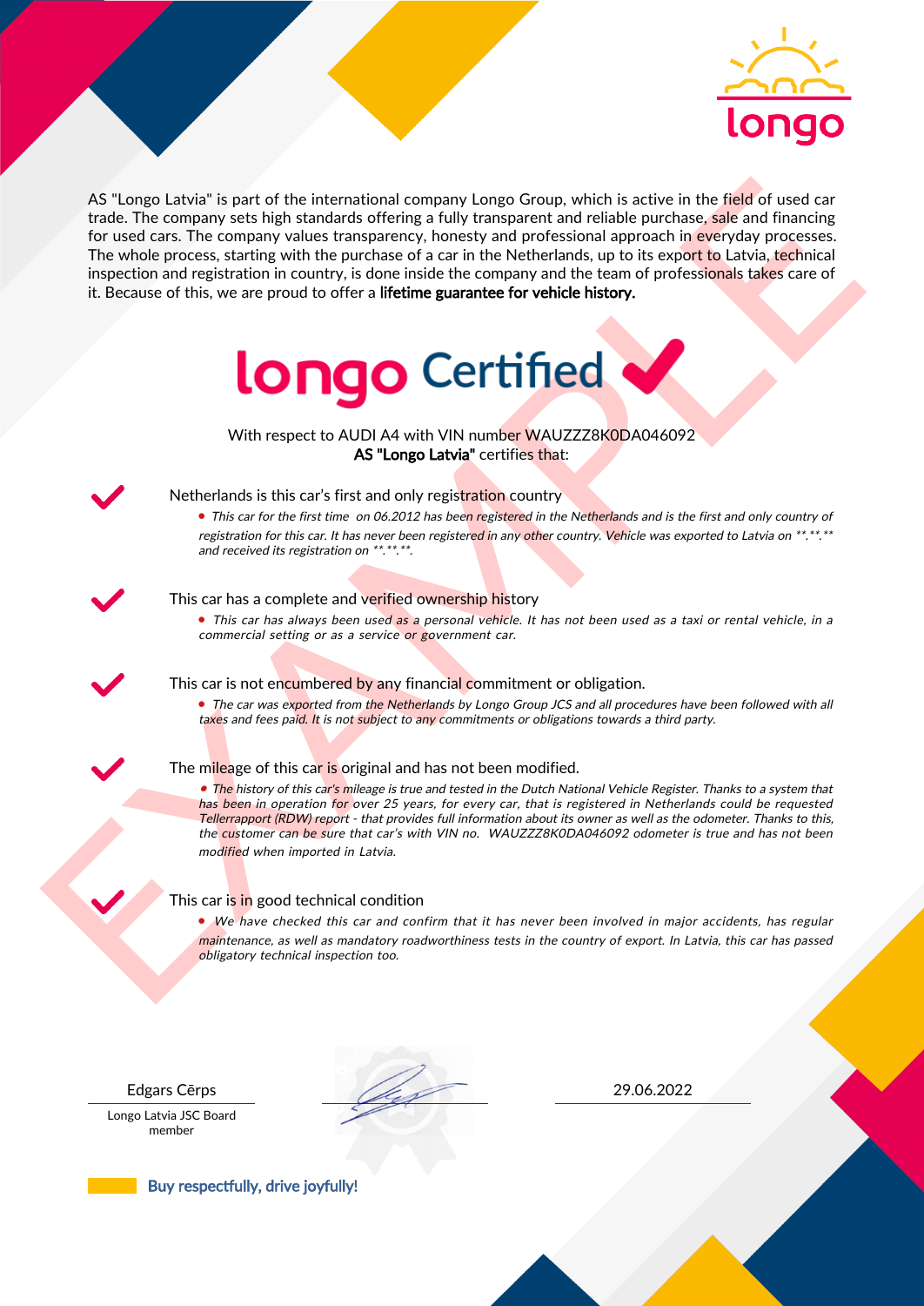longo

AS "Longo Latvia" is part of the international company Longo Group, which is active in the field of used car trade. The company sets high standards offering a fully transparent and reliable purchase, sale and financing for used cars. The company values transparency, honesty and professional approach in everyday processes. The whole process, starting with the purchase of a car in the Netherlands, up to its export to Latvia, technical inspection and registration in country, is done inside the company and the team of professionals takes care of it. Because of this, we are proud to offer a **lifetime guarantee for vehicle history.**

# longo Certified ✔

With respect to AUDI A4 with VIN number WAUZZZ8K0DA046092
**AS "Longo Latvia"** certifies that:

✔ Netherlands is this car's first and only registration country

- *This car for the first time on 06.2012 has been registered in the Netherlands and is the first and only country of registration for this car. It has never been registered in any other country. Vehicle was exported to Latvia on **.**.** and received its registration on **.**.**.*

✔ This car has a complete and verified ownership history

- *This car has always been used as a personal vehicle. It has not been used as a taxi or rental vehicle, in a commercial setting or as a service or government car.*

✔ This car is not encumbered by any financial commitment or obligation.

- *The car was exported from the Netherlands by Longo Group JCS and all procedures have been followed with all taxes and fees paid. It is not subject to any commitments or obligations towards a third party.*

✔ The mileage of this car is original and has not been modified.

- *The history of this car's mileage is true and tested in the Dutch National Vehicle Register. Thanks to a system that has been in operation for over 25 years, for every car, that is registered in Netherlands could be requested Tellerrapport (RDW) report - that provides full information about its owner as well as the odometer. Thanks to this, the customer can be sure that car's with VIN no. WAUZZZ8K0DA046092 odometer is true and has not been modified when imported in Latvia.*

✔ This car is in good technical condition

- *We have checked this car and confirm that it has never been involved in major accidents, has regular maintenance, as well as mandatory roadworthiness tests in the country of export. In Latvia, this car has passed obligatory technical inspection too.*

EXAMPLE

| Edgars Cērps | | 29.06.2022 |
|---|---|---|
| Longo Latvia JSC Board member | | |

Buy respectfully, drive joyfully!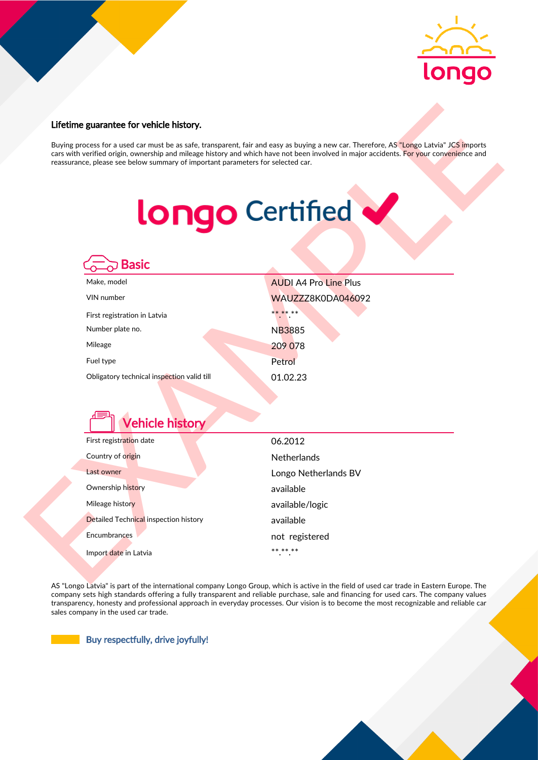longo

**Lifetime guarantee for vehicle history.**

Buying process for a used car must be as safe, transparent, fair and easy as buying a new car. Therefore, AS "Longo Latvia" JCS imports cars with verified origin, ownership and mileage history and which have not been involved in major accidents. For your convenience and reassurance, please see below summary of important parameters for selected car.

# longo Certified

## Basic

| | |
|---|---|
| Make, model | AUDI A4 Pro Line Plus |
| VIN number | WAUZZZ8K0DA046092 |
| First registration in Latvia | **.**.** |
| Number plate no. | NB3885 |
| Mileage | 209 078 |
| Fuel type | Petrol |
| Obligatory technical inspection valid till | 01.02.23 |

## Vehicle history

| | |
|---|---|
| First registration date | 06.2012 |
| Country of origin | Netherlands |
| Last owner | Longo Netherlands BV |
| Ownership history | available |
| Mileage history | available/logic |
| Detailed Technical inspection history | available |
| Encumbrances | not registered |
| Import date in Latvia | **.**.** |

AS "Longo Latvia" is part of the international company Longo Group, which is active in the field of used car trade in Eastern Europe. The company sets high standards offering a fully transparent and reliable purchase, sale and financing for used cars. The company values transparency, honesty and professional approach in everyday processes. Our vision is to become the most recognizable and reliable car sales company in the used car trade.

**Buy respectfully, drive joyfully!**

EXAMPLE